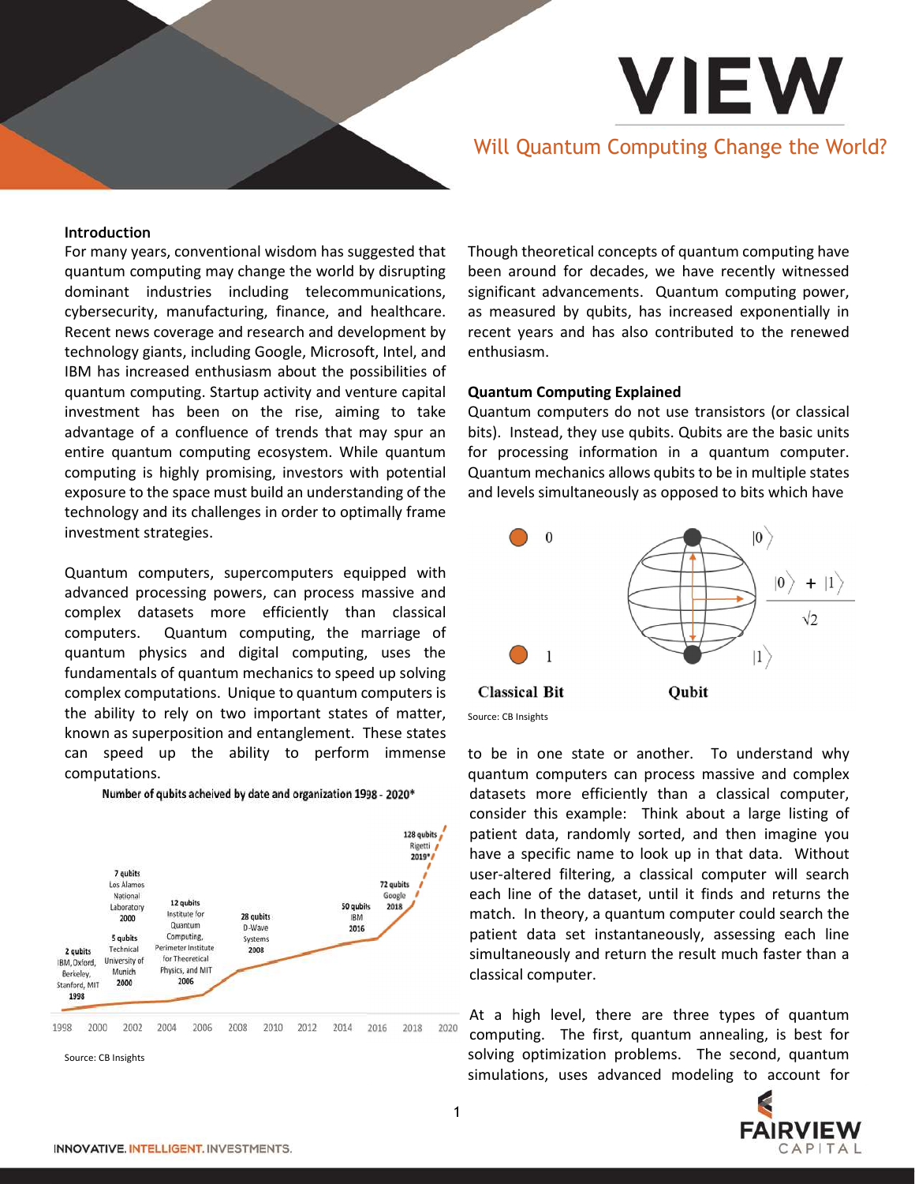# Will Quantum Computing Change the World?

**Introduction**

For many years, conventional wisdom has suggested that quantum computing may change the world by disrupting dominant industries including telecommunications, cybersecurity, manufacturing, finance, and healthcare. Recent news coverage and research and development by technology giants, including Google, Microsoft, Intel, and IBM has increased enthusiasm about the possibilities of quantum computing. Startup activity and venture capital investment has been on the rise, aiming to take advantage of a confluence of trends that may spur an entire quantum computing ecosystem. While quantum computing is highly promising, investors with potential exposure to the space must build an understanding of the technology and its challenges in order to optimally frame investment strategies.

Quantum computers, supercomputers equipped with advanced processing powers, can process massive and complex datasets more efficiently than classical computers. Quantum computing, the marriage of quantum physics and digital computing, uses the fundamentals of quantum mechanics to speed up solving complex computations. Unique to quantum computers is the ability to rely on two important states of matter, known as superposition and entanglement. These states can speed up the ability to perform immense computations.

Number of qubits acheived by date and organization 1998 - 2020*

Source: CB Insights

Though theoretical concepts of quantum computing have been around for decades, we have recently witnessed significant advancements. Quantum computing power, as measured by qubits, has increased exponentially in recent years and has also contributed to the renewed enthusiasm.

**Quantum Computing Explained**

Quantum computers do not use transistors (or classical bits). Instead, they use qubits. Qubits are the basic units for processing information in a quantum computer. Quantum mechanics allows qubits to be in multiple states and levels simultaneously as opposed to bits which have to be in one state or another. To understand why quantum computers can process massive and complex datasets more efficiently than a classical computer, consider this example: Think about a large listing of patient data, randomly sorted, and then imagine you have a specific name to look up in that data. Without user-altered filtering, a classical computer will search each line of the dataset, until it finds and returns the match. In theory, a quantum computer could search the patient data set instantaneously, assessing each line simultaneously and return the result much faster than a classical computer.

Source: CB Insights

At a high level, there are three types of quantum computing. The first, quantum annealing, is best for solving optimization problems. The second, quantum simulations, uses advanced modeling to account for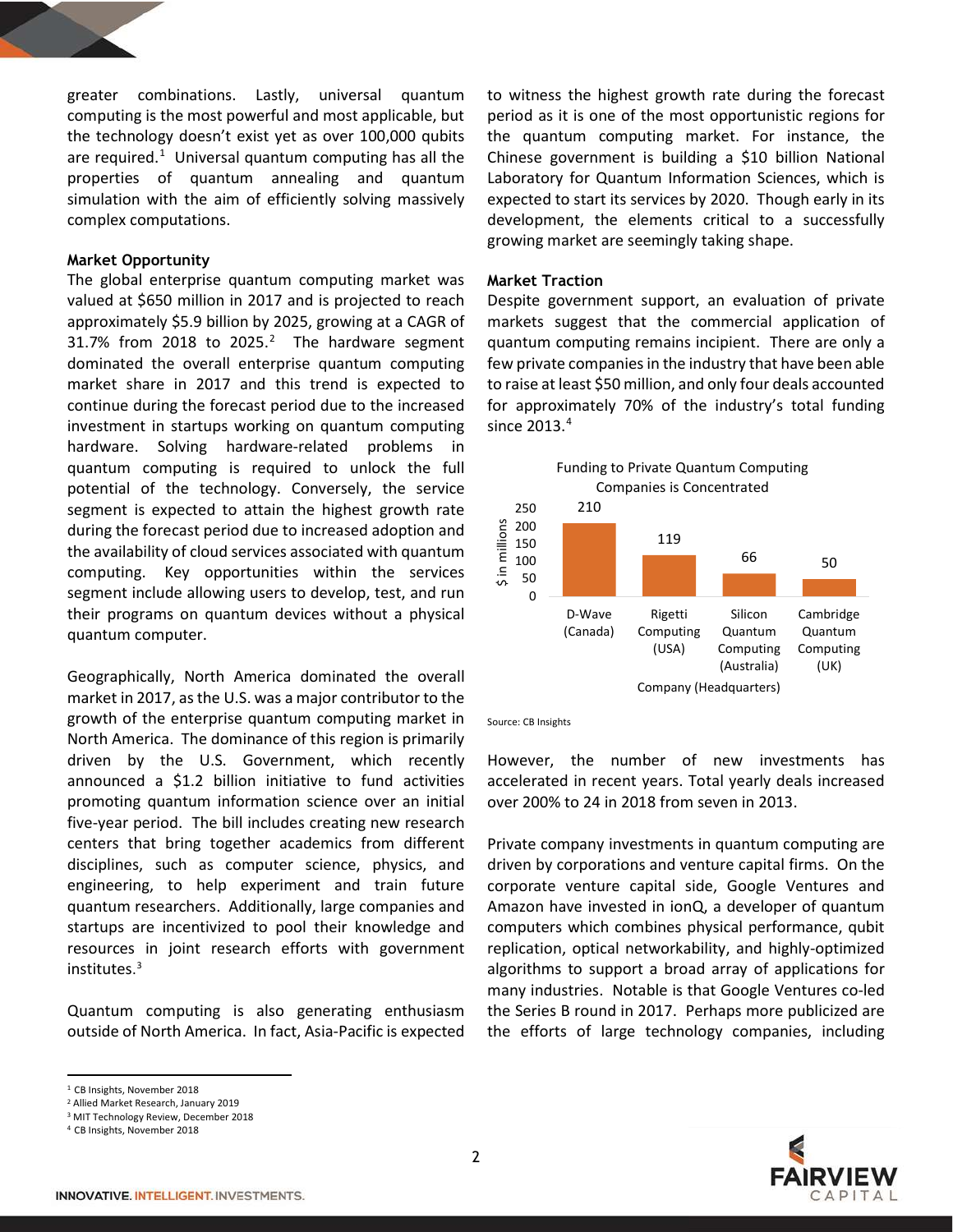greater combinations. Lastly, universal quantum computing is the most powerful and most applicable, but the technology doesn't exist yet as over 100,000 qubits are required.[1] Universal quantum computing has all the properties of quantum annealing and quantum simulation with the aim of efficiently solving massively complex computations.

**Market Opportunity**

The global enterprise quantum computing market was valued at $650 million in 2017 and is projected to reach approximately $5.9 billion by 2025, growing at a CAGR of 31.7% from 2018 to 2025.[2] The hardware segment dominated the overall enterprise quantum computing market share in 2017 and this trend is expected to continue during the forecast period due to the increased investment in startups working on quantum computing hardware. Solving hardware-related problems in quantum computing is required to unlock the full potential of the technology. Conversely, the service segment is expected to attain the highest growth rate during the forecast period due to increased adoption and the availability of cloud services associated with quantum computing. Key opportunities within the services segment include allowing users to develop, test, and run their programs on quantum devices without a physical quantum computer.

Geographically, North America dominated the overall market in 2017, as the U.S. was a major contributor to the growth of the enterprise quantum computing market in North America. The dominance of this region is primarily driven by the U.S. Government, which recently announced a $1.2 billion initiative to fund activities promoting quantum information science over an initial five-year period. The bill includes creating new research centers that bring together academics from different disciplines, such as computer science, physics, and engineering, to help experiment and train future quantum researchers. Additionally, large companies and startups are incentivized to pool their knowledge and resources in joint research efforts with government institutes.[3]

Quantum computing is also generating enthusiasm outside of North America. In fact, Asia-Pacific is expected to witness the highest growth rate during the forecast period as it is one of the most opportunistic regions for the quantum computing market. For instance, the Chinese government is building a $10 billion National Laboratory for Quantum Information Sciences, which is expected to start its services by 2020. Though early in its development, the elements critical to a successfully growing market are seemingly taking shape.

**Market Traction**

Despite government support, an evaluation of private markets suggest that the commercial application of quantum computing remains incipient. There are only a few private companies in the industry that have been able to raise at least $50 million, and only four deals accounted for approximately 70% of the industry's total funding since 2013.[4]

Funding to Private Quantum Computing Companies is Concentrated

| Company (Headquarters) | $ in millions |
|---|---|
| D-Wave (Canada) | 210 |
| Rigetti Computing (USA) | 119 |
| Silicon Quantum Computing (Australia) | 66 |
| Cambridge Quantum Computing (UK) | 50 |

Source: CB Insights

However, the number of new investments has accelerated in recent years. Total yearly deals increased over 200% to 24 in 2018 from seven in 2013.

Private company investments in quantum computing are driven by corporations and venture capital firms. On the corporate venture capital side, Google Ventures and Amazon have invested in ionQ, a developer of quantum computers which combines physical performance, qubit replication, optical networkability, and highly-optimized algorithms to support a broad array of applications for many industries. Notable is that Google Ventures co-led the Series B round in 2017. Perhaps more publicized are the efforts of large technology companies, including

[1] CB Insights, November 2018
[2] Allied Market Research, January 2019
[3] MIT Technology Review, December 2018
[4] CB Insights, November 2018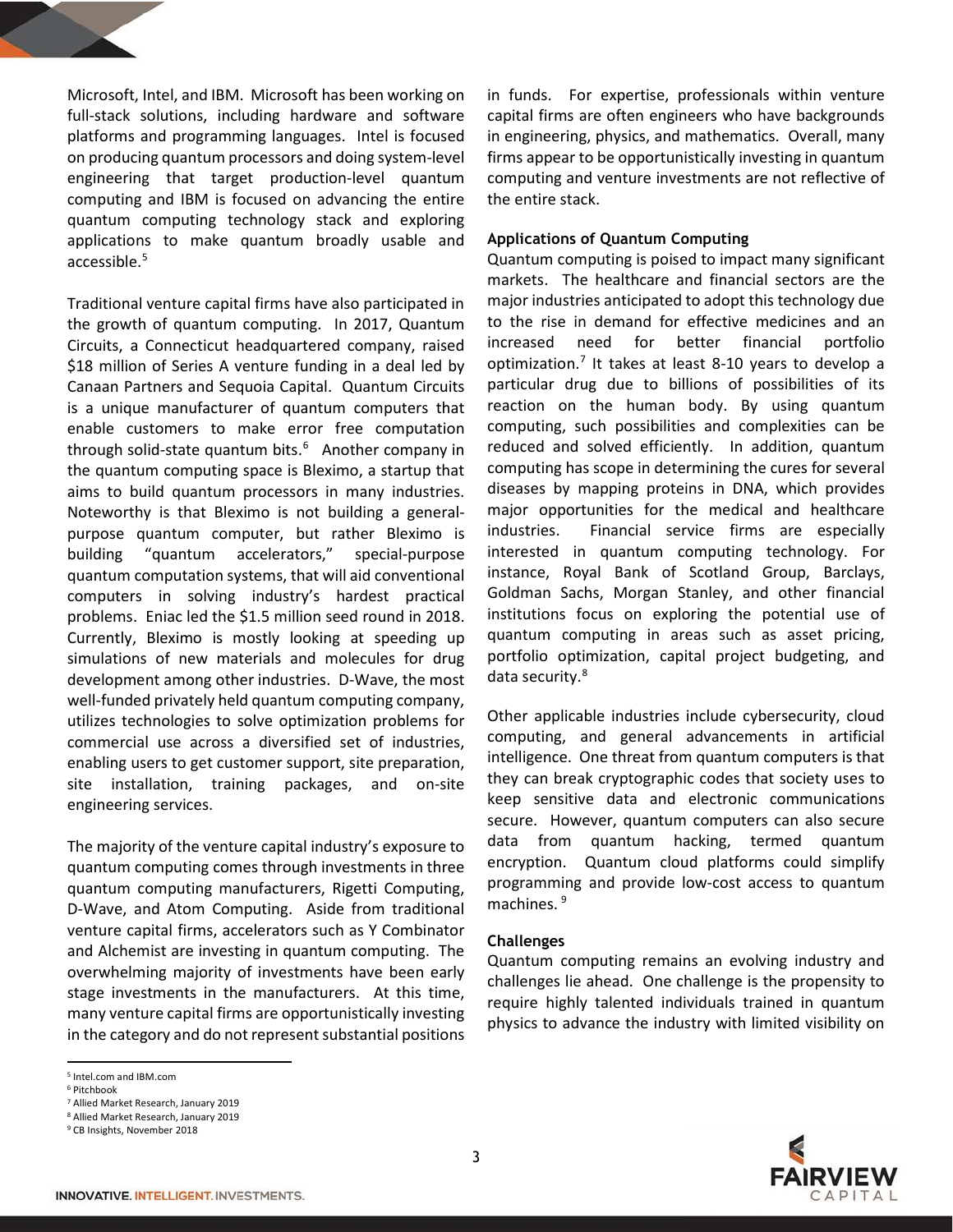Microsoft, Intel, and IBM. Microsoft has been working on full-stack solutions, including hardware and software platforms and programming languages. Intel is focused on producing quantum processors and doing system-level engineering that target production-level quantum computing and IBM is focused on advancing the entire quantum computing technology stack and exploring applications to make quantum broadly usable and accessible.[5]

Traditional venture capital firms have also participated in the growth of quantum computing. In 2017, Quantum Circuits, a Connecticut headquartered company, raised $18 million of Series A venture funding in a deal led by Canaan Partners and Sequoia Capital. Quantum Circuits is a unique manufacturer of quantum computers that enable customers to make error free computation through solid-state quantum bits.[6] Another company in the quantum computing space is Bleximo, a startup that aims to build quantum processors in many industries. Noteworthy is that Bleximo is not building a general-purpose quantum computer, but rather Bleximo is building "quantum accelerators," special-purpose quantum computation systems, that will aid conventional computers in solving industry's hardest practical problems. Eniac led the $1.5 million seed round in 2018. Currently, Bleximo is mostly looking at speeding up simulations of new materials and molecules for drug development among other industries. D-Wave, the most well-funded privately held quantum computing company, utilizes technologies to solve optimization problems for commercial use across a diversified set of industries, enabling users to get customer support, site preparation, site installation, training packages, and on-site engineering services.

The majority of the venture capital industry's exposure to quantum computing comes through investments in three quantum computing manufacturers, Rigetti Computing, D-Wave, and Atom Computing. Aside from traditional venture capital firms, accelerators such as Y Combinator and Alchemist are investing in quantum computing. The overwhelming majority of investments have been early stage investments in the manufacturers. At this time, many venture capital firms are opportunistically investing in the category and do not represent substantial positions in funds. For expertise, professionals within venture capital firms are often engineers who have backgrounds in engineering, physics, and mathematics. Overall, many firms appear to be opportunistically investing in quantum computing and venture investments are not reflective of the entire stack.

**Applications of Quantum Computing**

Quantum computing is poised to impact many significant markets. The healthcare and financial sectors are the major industries anticipated to adopt this technology due to the rise in demand for effective medicines and an increased need for better financial portfolio optimization.[7] It takes at least 8-10 years to develop a particular drug due to billions of possibilities of its reaction on the human body. By using quantum computing, such possibilities and complexities can be reduced and solved efficiently. In addition, quantum computing has scope in determining the cures for several diseases by mapping proteins in DNA, which provides major opportunities for the medical and healthcare industries. Financial service firms are especially interested in quantum computing technology. For instance, Royal Bank of Scotland Group, Barclays, Goldman Sachs, Morgan Stanley, and other financial institutions focus on exploring the potential use of quantum computing in areas such as asset pricing, portfolio optimization, capital project budgeting, and data security.[8]

Other applicable industries include cybersecurity, cloud computing, and general advancements in artificial intelligence. One threat from quantum computers is that they can break cryptographic codes that society uses to keep sensitive data and electronic communications secure. However, quantum computers can also secure data from quantum hacking, termed quantum encryption. Quantum cloud platforms could simplify programming and provide low-cost access to quantum machines.[9]

**Challenges**

Quantum computing remains an evolving industry and challenges lie ahead. One challenge is the propensity to require highly talented individuals trained in quantum physics to advance the industry with limited visibility on

---

[5] Intel.com and IBM.com
[6] Pitchbook
[7] Allied Market Research, January 2019
[8] Allied Market Research, January 2019
[9] CB Insights, November 2018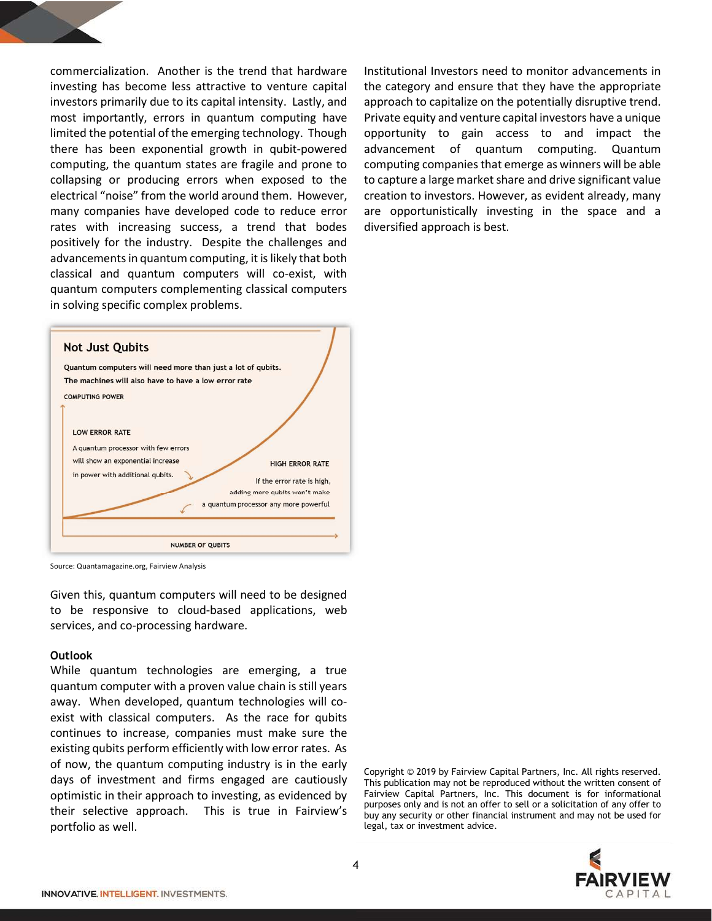commercialization. Another is the trend that hardware investing has become less attractive to venture capital investors primarily due to its capital intensity. Lastly, and most importantly, errors in quantum computing have limited the potential of the emerging technology. Though there has been exponential growth in qubit-powered computing, the quantum states are fragile and prone to collapsing or producing errors when exposed to the electrical "noise" from the world around them. However, many companies have developed code to reduce error rates with increasing success, a trend that bodes positively for the industry. Despite the challenges and advancements in quantum computing, it is likely that both classical and quantum computers will co-exist, with quantum computers complementing classical computers in solving specific complex problems.

**Not Just Qubits**

Quantum computers will need more than just a lot of qubits.
The machines will also have to have a low error rate

COMPUTING POWER

LOW ERROR RATE

A quantum processor with few errors will show an exponential increase in power with additional qubits.

HIGH ERROR RATE

If the error rate is high, adding more qubits won't make a quantum processor any more powerful

NUMBER OF QUBITS

Source: Quantamagazine.org, Fairview Analysis

Given this, quantum computers will need to be designed to be responsive to cloud-based applications, web services, and co-processing hardware.

**Outlook**

While quantum technologies are emerging, a true quantum computer with a proven value chain is still years away. When developed, quantum technologies will co-exist with classical computers. As the race for qubits continues to increase, companies must make sure the existing qubits perform efficiently with low error rates. As of now, the quantum computing industry is in the early days of investment and firms engaged are cautiously optimistic in their approach to investing, as evidenced by their selective approach. This is true in Fairview's portfolio as well.

Institutional Investors need to monitor advancements in the category and ensure that they have the appropriate approach to capitalize on the potentially disruptive trend. Private equity and venture capital investors have a unique opportunity to gain access to and impact the advancement of quantum computing. Quantum computing companies that emerge as winners will be able to capture a large market share and drive significant value creation to investors. However, as evident already, many are opportunistically investing in the space and a diversified approach is best.

Copyright © 2019 by Fairview Capital Partners, Inc. All rights reserved. This publication may not be reproduced without the written consent of Fairview Capital Partners, Inc. This document is for informational purposes only and is not an offer to sell or a solicitation of any offer to buy any security or other financial instrument and may not be used for legal, tax or investment advice.